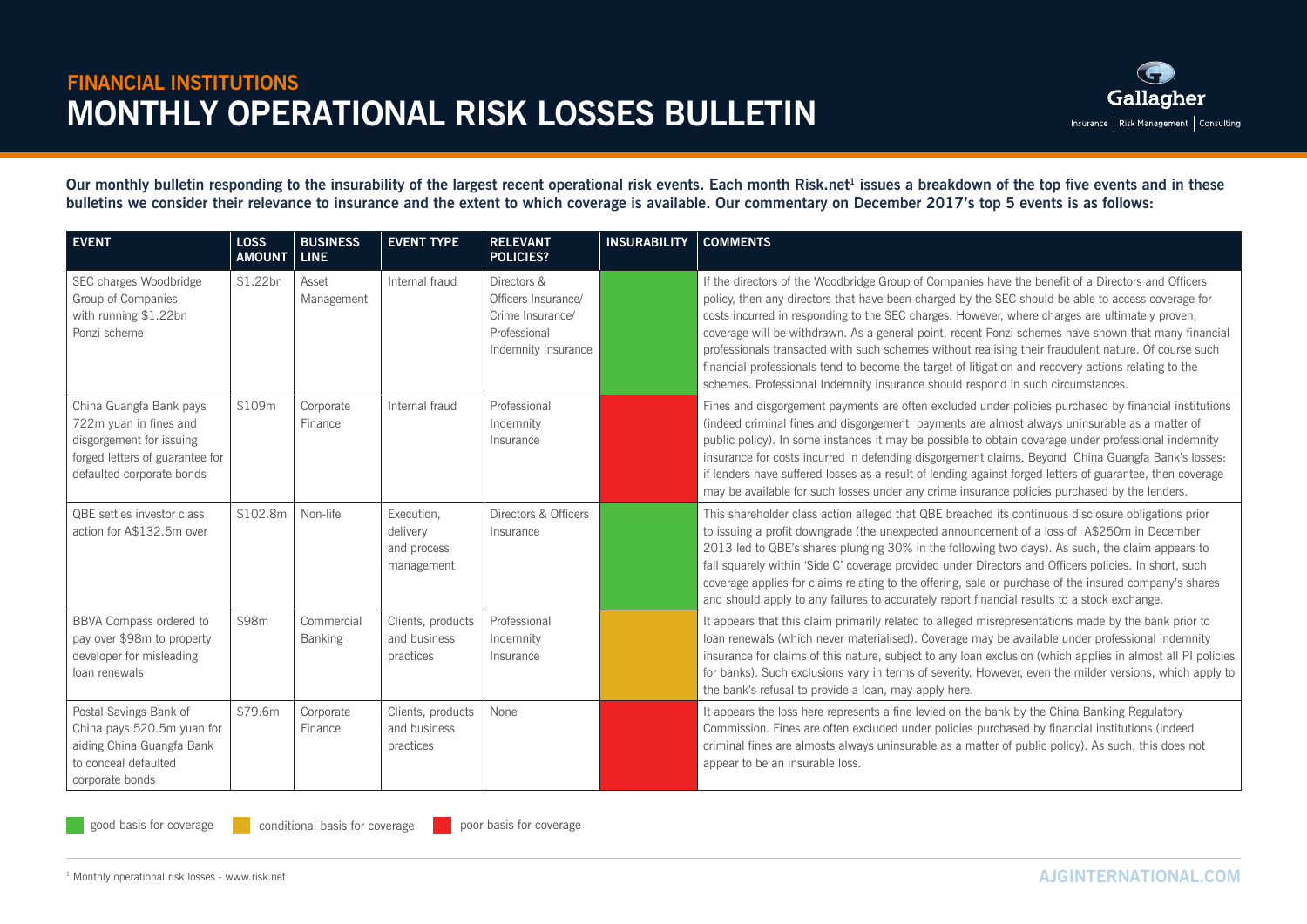## FINANCIAL INSTITUTIONS

# MONTHLY OPERATIONAL RISK LOSSES BULLETIN

**Our monthly bulletin responding to the insurability of the largest recent operational risk events. Each month Risk.net[1] issues a breakdown of the top five events and in these bulletins we consider their relevance to insurance and the extent to which coverage is available. Our commentary on December 2017's top 5 events is as follows:**

| EVENT | LOSS AMOUNT | BUSINESS LINE | EVENT TYPE | RELEVANT POLICIES? | INSURABILITY | COMMENTS |
|---|---|---|---|---|---|---|
| SEC charges Woodbridge Group of Companies with running $1.22bn Ponzi scheme | $1.22bn | Asset Management | Internal fraud | Directors & Officers Insurance/ Crime Insurance/ Professional Indemnity Insurance | good basis for coverage | If the directors of the Woodbridge Group of Companies have the benefit of a Directors and Officers policy, then any directors that have been charged by the SEC should be able to access coverage for costs incurred in responding to the SEC charges. However, where charges are ultimately proven, coverage will be withdrawn. As a general point, recent Ponzi schemes have shown that many financial professionals transacted with such schemes without realising their fraudulent nature. Of course such financial professionals tend to become the target of litigation and recovery actions relating to the schemes. Professional Indemnity insurance should respond in such circumstances. |
| China Guangfa Bank pays 722m yuan in fines and disgorgement for issuing forged letters of guarantee for defaulted corporate bonds | $109m | Corporate Finance | Internal fraud | Professional Indemnity Insurance | poor basis for coverage | Fines and disgorgement payments are often excluded under policies purchased by financial institutions (indeed criminal fines and disgorgement payments are almost always uninsurable as a matter of public policy). In some instances it may be possible to obtain coverage under professional indemnity insurance for costs incurred in defending disgorgement claims. Beyond China Guangfa Bank's losses: if lenders have suffered losses as a result of lending against forged letters of guarantee, then coverage may be available for such losses under any crime insurance policies purchased by the lenders. |
| QBE settles investor class action for A$132.5m over | $102.8m | Non-life | Execution, delivery and process management | Directors & Officers Insurance | good basis for coverage | This shareholder class action alleged that QBE breached its continuous disclosure obligations prior to issuing a profit downgrade (the unexpected announcement of a loss of A$250m in December 2013 led to QBE's shares plunging 30% in the following two days). As such, the claim appears to fall squarely within 'Side C' coverage provided under Directors and Officers policies. In short, such coverage applies for claims relating to the offering, sale or purchase of the insured company's shares and should apply to any failures to accurately report financial results to a stock exchange. |
| BBVA Compass ordered to pay over $98m to property developer for misleading loan renewals | $98m | Commercial Banking | Clients, products and business practices | Professional Indemnity Insurance | conditional basis for coverage | It appears that this claim primarily related to alleged misrepresentations made by the bank prior to loan renewals (which never materialised). Coverage may be available under professional indemnity insurance for claims of this nature, subject to any loan exclusion (which applies in almost all PI policies for banks). Such exclusions vary in terms of severity. However, even the milder versions, which apply to the bank's refusal to provide a loan, may apply here. |
| Postal Savings Bank of China pays 520.5m yuan for aiding China Guangfa Bank to conceal defaulted corporate bonds | $79.6m | Corporate Finance | Clients, products and business practices | None | poor basis for coverage | It appears the loss here represents a fine levied on the bank by the China Banking Regulatory Commission. Fines are often excluded under policies purchased by financial institutions (indeed criminal fines are almosts always uninsurable as a matter of public policy). As such, this does not appear to be an insurable loss. |

Legend: good basis for coverage (green) · conditional basis for coverage (amber) · poor basis for coverage (red)

[1] Monthly operational risk losses - www.risk.net

AJGINTERNATIONAL.COM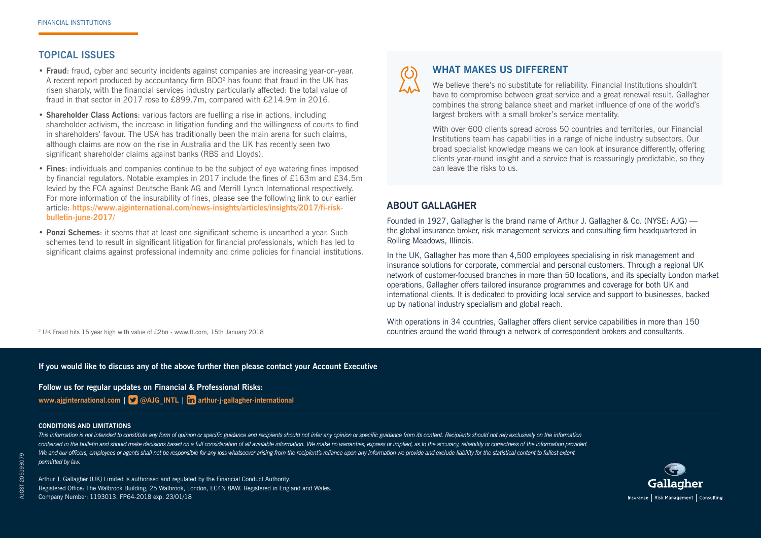## TOPICAL ISSUES

- **Fraud**: fraud, cyber and security incidents against companies are increasing year-on-year. A recent report produced by accountancy firm BDO[2] has found that fraud in the UK has risen sharply, with the financial services industry particularly affected: the total value of fraud in that sector in 2017 rose to £899.7m, compared with £214.9m in 2016.
- **Shareholder Class Actions**: various factors are fuelling a rise in actions, including shareholder activism, the increase in litigation funding and the willingness of courts to find in shareholders' favour. The USA has traditionally been the main arena for such claims, although claims are now on the rise in Australia and the UK has recently seen two significant shareholder claims against banks (RBS and Lloyds).
- **Fines**: individuals and companies continue to be the subject of eye watering fines imposed by financial regulators. Notable examples in 2017 include the fines of £163m and £34.5m levied by the FCA against Deutsche Bank AG and Merrill Lynch International respectively. For more information of the insurability of fines, please see the following link to our earlier article: **https://www.ajginternational.com/news-insights/articles/insights/2017/fi-risk-bulletin-june-2017/**
- **Ponzi Schemes**: it seems that at least one significant scheme is unearthed a year. Such schemes tend to result in significant litigation for financial professionals, which has led to significant claims against professional indemnity and crime policies for financial institutions.

[2] UK Fraud hits 15 year high with value of £2bn - www.ft.com, 15th January 2018

## WHAT MAKES US DIFFERENT

We believe there's no substitute for reliability. Financial Institutions shouldn't have to compromise between great service and a great renewal result. Gallagher combines the strong balance sheet and market influence of one of the world's largest brokers with a small broker's service mentality.

With over 600 clients spread across 50 countries and territories, our Financial Institutions team has capabilities in a range of niche industry subsectors. Our broad specialist knowledge means we can look at insurance differently, offering clients year-round insight and a service that is reassuringly predictable, so they can leave the risks to us.

## ABOUT GALLAGHER

Founded in 1927, Gallagher is the brand name of Arthur J. Gallagher & Co. (NYSE: AJG) — the global insurance broker, risk management services and consulting firm headquartered in Rolling Meadows, Illinois.

In the UK, Gallagher has more than 4,500 employees specialising in risk management and insurance solutions for corporate, commercial and personal customers. Through a regional UK network of customer-focused branches in more than 50 locations, and its specialty London market operations, Gallagher offers tailored insurance programmes and coverage for both UK and international clients. It is dedicated to providing local service and support to businesses, backed up by national industry specialism and global reach.

With operations in 34 countries, Gallagher offers client service capabilities in more than 150 countries around the world through a network of correspondent brokers and consultants.

**If you would like to discuss any of the above further then please contact your Account Executive**

**Follow us for regular updates on Financial & Professional Risks:**

**www.ajginternational.com** | **@AJG_INTL** | **arthur-j-gallagher-international**

**CONDITIONS AND LIMITATIONS**

*This information is not intended to constitute any form of opinion or specific guidance and recipients should not infer any opinion or specific guidance from its content. Recipients should not rely exclusively on the information contained in the bulletin and should make decisions based on a full consideration of all available information. We make no warranties, express or implied, as to the accuracy, reliability or correctness of the information provided. We and our officers, employees or agents shall not be responsible for any loss whatsoever arising from the recipient's reliance upon any information we provide and exclude liability for the statistical content to fullest extent permitted by law.*

Arthur J. Gallagher (UK) Limited is authorised and regulated by the Financial Conduct Authority.
Registered Office: The Walbrook Building, 25 Walbrook, London, EC4N 8AW. Registered in England and Wales.
Company Number: 1193013. FP64-2018 exp. 23/01/18

AJGST-205193079

Gallagher
Insurance | Risk Management | Consulting